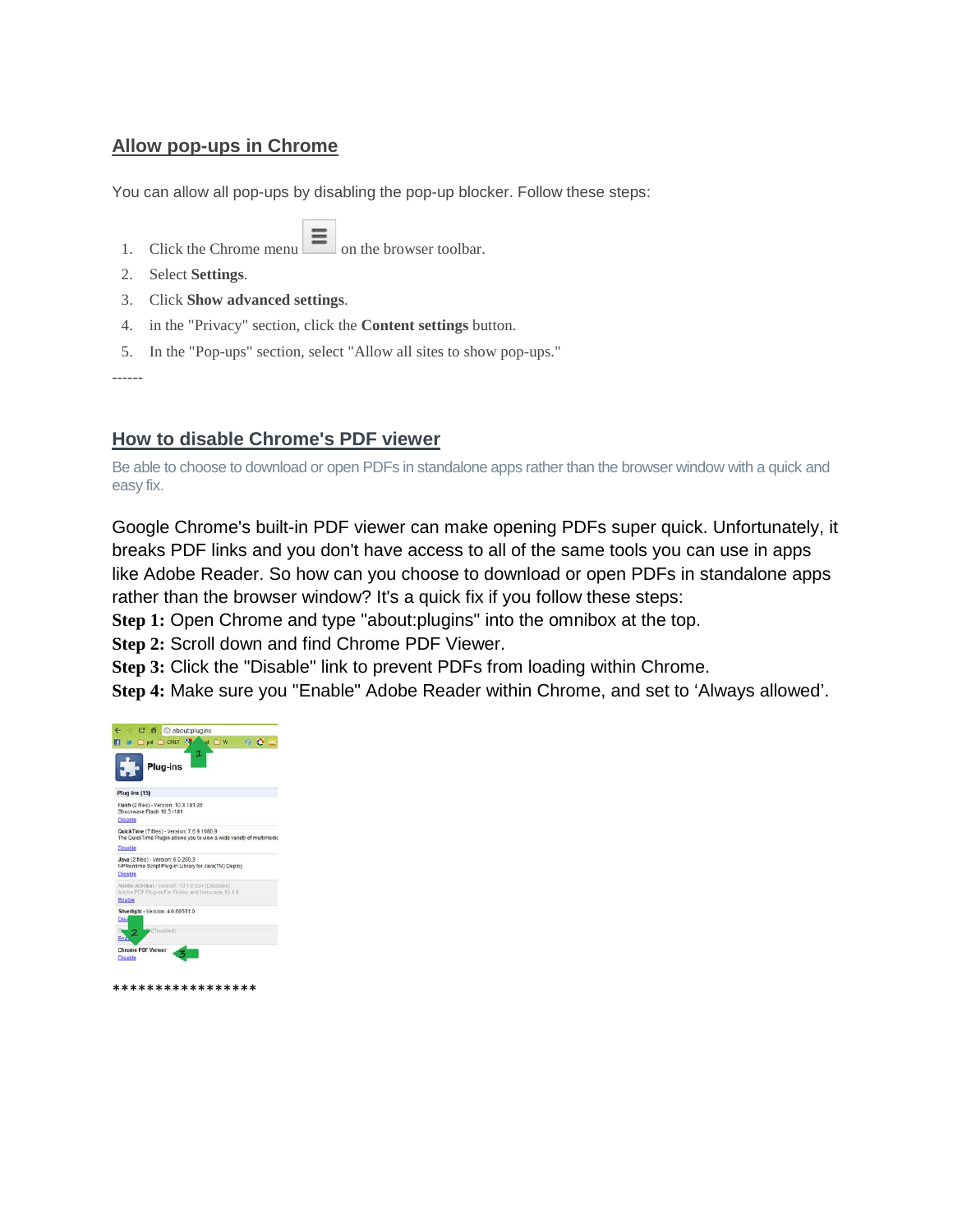## Allow pop-ups in Chrome

You can allow all pop-ups by disabling the pop-up blocker. Follow these steps:

1. Click the Chrome menu on the browser toolbar.
2. Select **Settings**.
3. Click **Show advanced settings**.
4. in the "Privacy" section, click the **Content settings** button.
5. In the "Pop-ups" section, select "Allow all sites to show pop-ups."

------

## How to disable Chrome's PDF viewer

Be able to choose to download or open PDFs in standalone apps rather than the browser window with a quick and easy fix.

Google Chrome's built-in PDF viewer can make opening PDFs super quick. Unfortunately, it breaks PDF links and you don't have access to all of the same tools you can use in apps like Adobe Reader. So how can you choose to download or open PDFs in standalone apps rather than the browser window? It's a quick fix if you follow these steps:

**Step 1:** Open Chrome and type "about:plugins" into the omnibox at the top.
**Step 2:** Scroll down and find Chrome PDF Viewer.
**Step 3:** Click the "Disable" link to prevent PDFs from loading within Chrome.
**Step 4:** Make sure you "Enable" Adobe Reader within Chrome, and set to 'Always allowed'.

*****************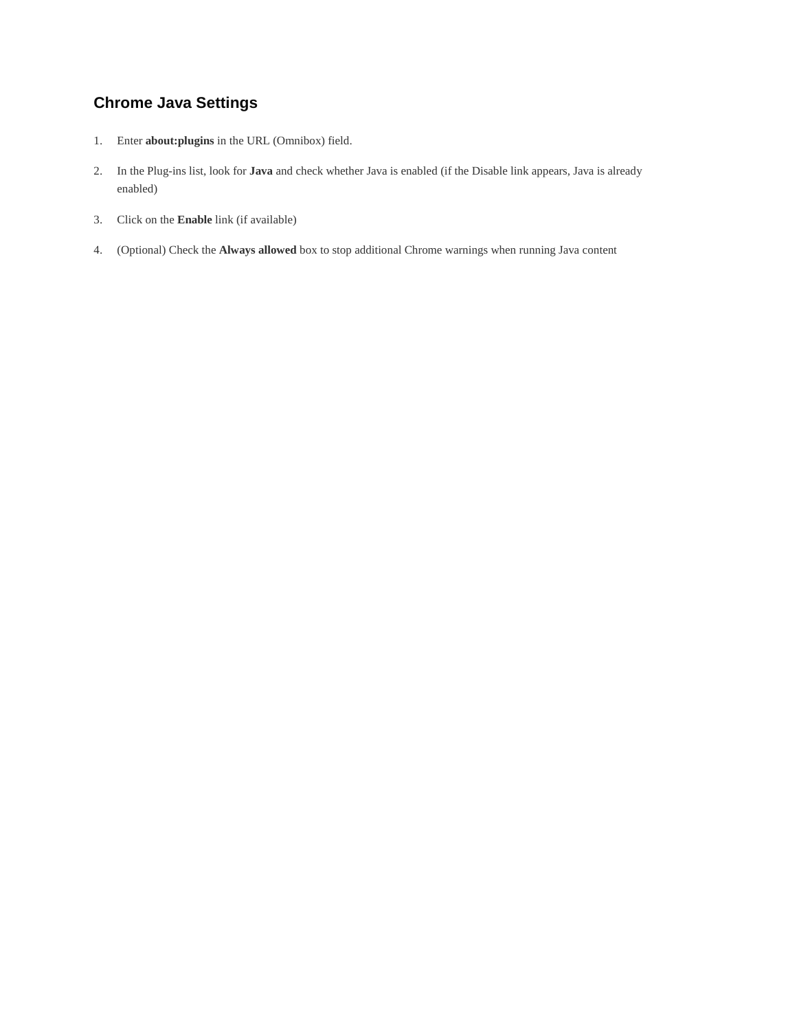## Chrome Java Settings

1. Enter **about:plugins** in the URL (Omnibox) field.
2. In the Plug-ins list, look for **Java** and check whether Java is enabled (if the Disable link appears, Java is already enabled)
3. Click on the **Enable** link (if available)
4. (Optional) Check the **Always allowed** box to stop additional Chrome warnings when running Java content